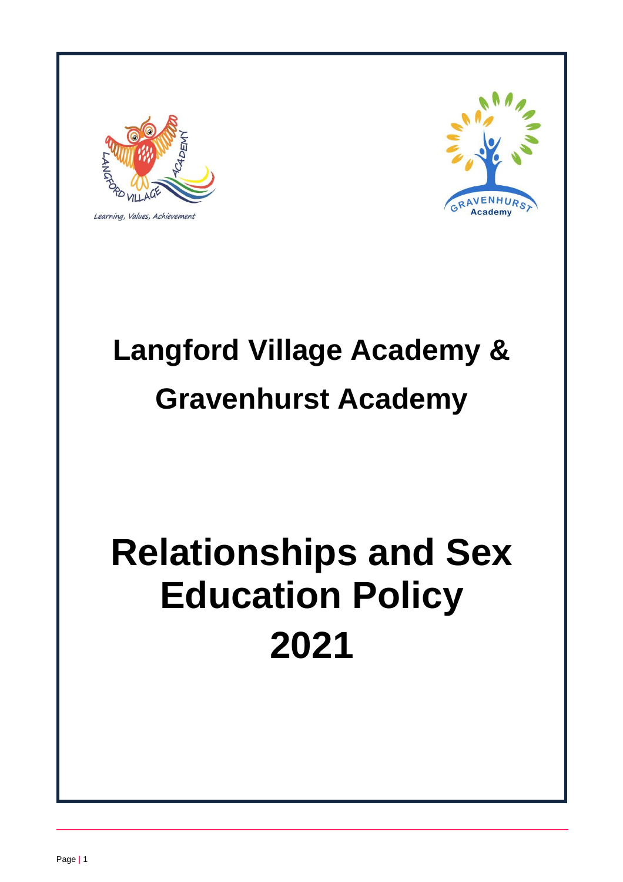# Langford Village Academy & Gravenhurst Academy

# Relationships and Sex Education Policy 2021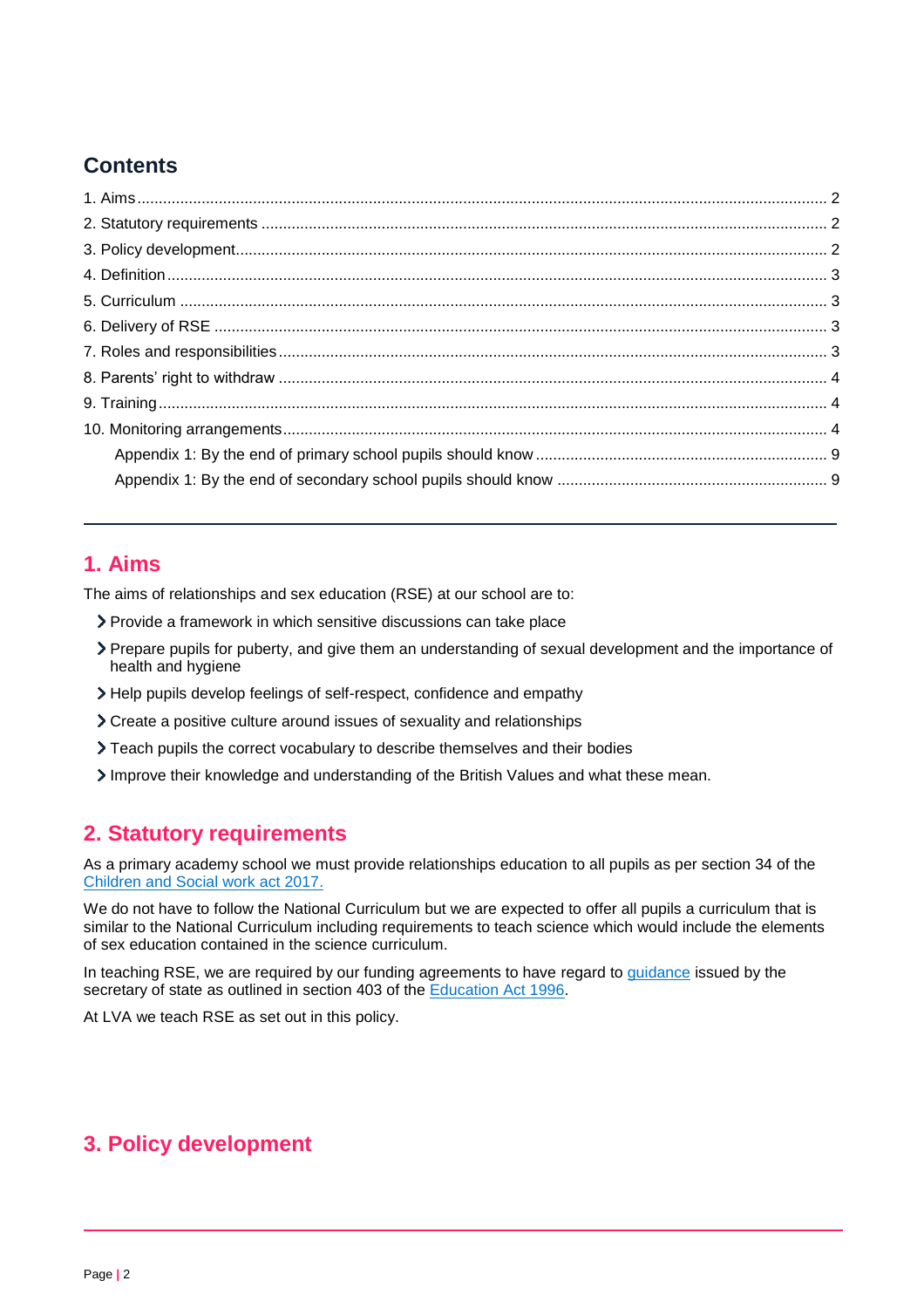## Contents

1. Aims ..... 2
2. Statutory requirements ..... 2
3. Policy development ..... 2
4. Definition ..... 3
5. Curriculum ..... 3
6. Delivery of RSE ..... 3
7. Roles and responsibilities ..... 3
8. Parents' right to withdraw ..... 4
9. Training ..... 4
10. Monitoring arrangements ..... 4
    - Appendix 1: By the end of primary school pupils should know ..... 9
    - Appendix 1: By the end of secondary school pupils should know ..... 9

---

## 1. Aims

The aims of relationships and sex education (RSE) at our school are to:

- Provide a framework in which sensitive discussions can take place
- Prepare pupils for puberty, and give them an understanding of sexual development and the importance of health and hygiene
- Help pupils develop feelings of self-respect, confidence and empathy
- Create a positive culture around issues of sexuality and relationships
- Teach pupils the correct vocabulary to describe themselves and their bodies
- Improve their knowledge and understanding of the British Values and what these mean.

## 2. Statutory requirements

As a primary academy school we must provide relationships education to all pupils as per section 34 of the Children and Social work act 2017.

We do not have to follow the National Curriculum but we are expected to offer all pupils a curriculum that is similar to the National Curriculum including requirements to teach science which would include the elements of sex education contained in the science curriculum.

In teaching RSE, we are required by our funding agreements to have regard to guidance issued by the secretary of state as outlined in section 403 of the Education Act 1996.

At LVA we teach RSE as set out in this policy.

## 3. Policy development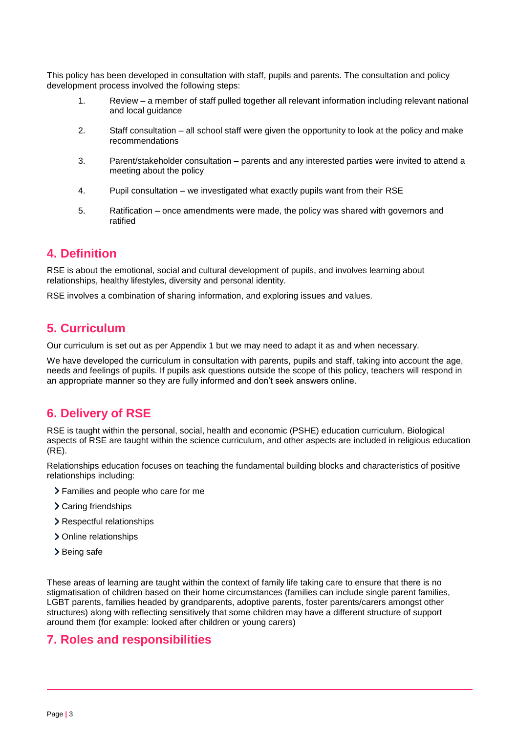This policy has been developed in consultation with staff, pupils and parents. The consultation and policy development process involved the following steps:

1. Review – a member of staff pulled together all relevant information including relevant national and local guidance
2. Staff consultation – all school staff were given the opportunity to look at the policy and make recommendations
3. Parent/stakeholder consultation – parents and any interested parties were invited to attend a meeting about the policy
4. Pupil consultation – we investigated what exactly pupils want from their RSE
5. Ratification – once amendments were made, the policy was shared with governors and ratified

## 4. Definition

RSE is about the emotional, social and cultural development of pupils, and involves learning about relationships, healthy lifestyles, diversity and personal identity.

RSE involves a combination of sharing information, and exploring issues and values.

## 5. Curriculum

Our curriculum is set out as per Appendix 1 but we may need to adapt it as and when necessary.

We have developed the curriculum in consultation with parents, pupils and staff, taking into account the age, needs and feelings of pupils. If pupils ask questions outside the scope of this policy, teachers will respond in an appropriate manner so they are fully informed and don't seek answers online.

## 6. Delivery of RSE

RSE is taught within the personal, social, health and economic (PSHE) education curriculum. Biological aspects of RSE are taught within the science curriculum, and other aspects are included in religious education (RE).

Relationships education focuses on teaching the fundamental building blocks and characteristics of positive relationships including:

- Families and people who care for me
- Caring friendships
- Respectful relationships
- Online relationships
- Being safe

These areas of learning are taught within the context of family life taking care to ensure that there is no stigmatisation of children based on their home circumstances (families can include single parent families, LGBT parents, families headed by grandparents, adoptive parents, foster parents/carers amongst other structures) along with reflecting sensitively that some children may have a different structure of support around them (for example: looked after children or young carers)

## 7. Roles and responsibilities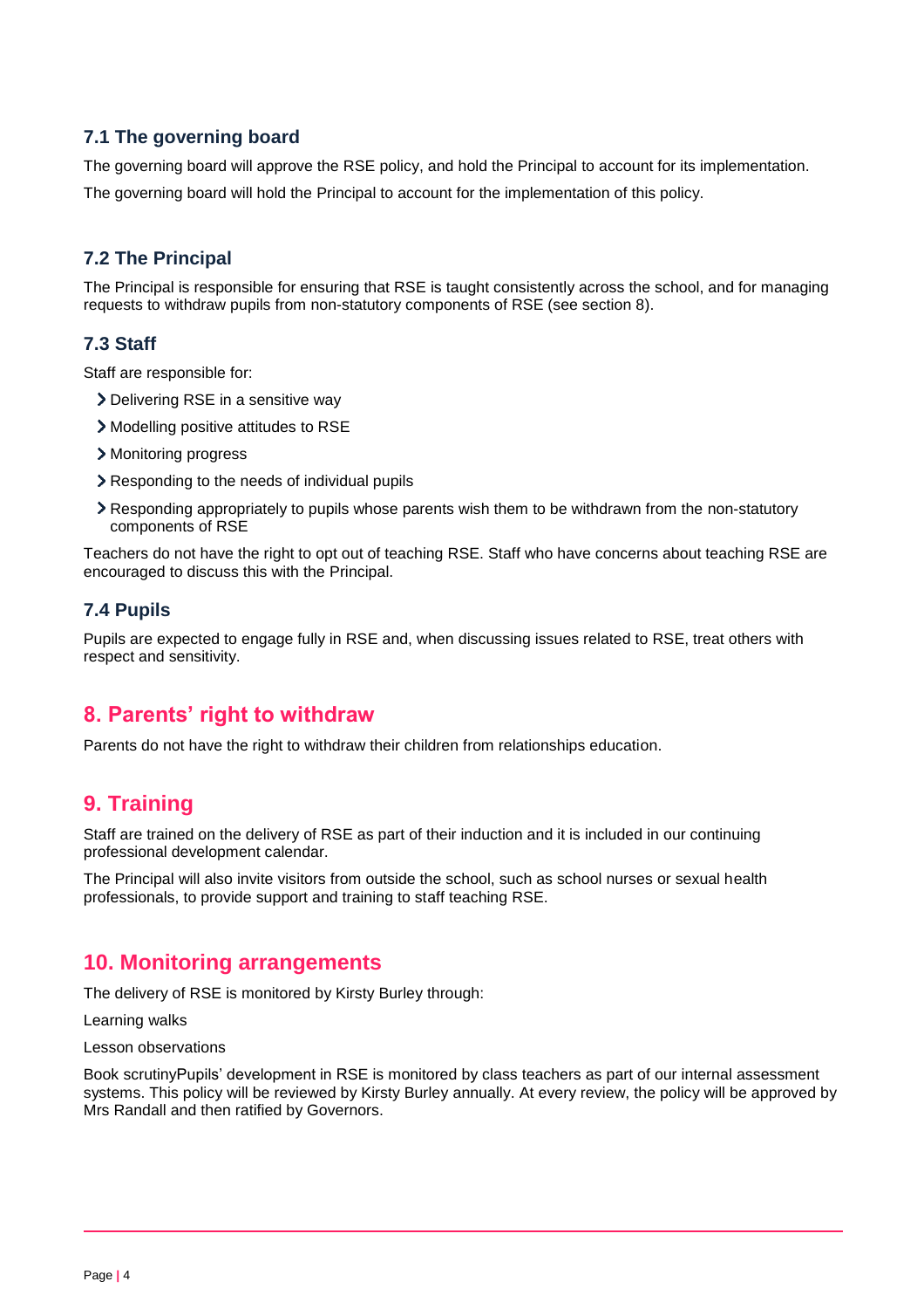### 7.1 The governing board

The governing board will approve the RSE policy, and hold the Principal to account for its implementation.

The governing board will hold the Principal to account for the implementation of this policy.

### 7.2 The Principal

The Principal is responsible for ensuring that RSE is taught consistently across the school, and for managing requests to withdraw pupils from non-statutory components of RSE (see section 8).

### 7.3 Staff

Staff are responsible for:

- Delivering RSE in a sensitive way
- Modelling positive attitudes to RSE
- Monitoring progress
- Responding to the needs of individual pupils
- Responding appropriately to pupils whose parents wish them to be withdrawn from the non-statutory components of RSE

Teachers do not have the right to opt out of teaching RSE. Staff who have concerns about teaching RSE are encouraged to discuss this with the Principal.

### 7.4 Pupils

Pupils are expected to engage fully in RSE and, when discussing issues related to RSE, treat others with respect and sensitivity.

## 8. Parents' right to withdraw

Parents do not have the right to withdraw their children from relationships education.

## 9. Training

Staff are trained on the delivery of RSE as part of their induction and it is included in our continuing professional development calendar.

The Principal will also invite visitors from outside the school, such as school nurses or sexual health professionals, to provide support and training to staff teaching RSE.

## 10. Monitoring arrangements

The delivery of RSE is monitored by Kirsty Burley through:

Learning walks

Lesson observations

Book scrutinyPupils' development in RSE is monitored by class teachers as part of our internal assessment systems. This policy will be reviewed by Kirsty Burley annually. At every review, the policy will be approved by Mrs Randall and then ratified by Governors.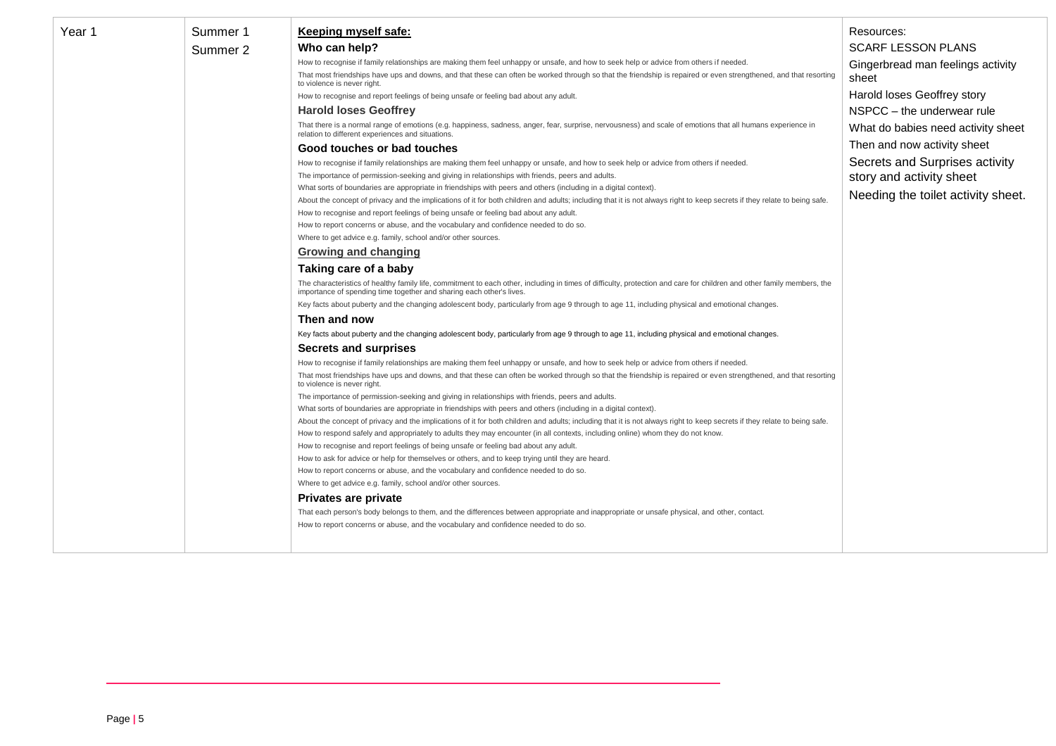| Year 1 | Summer 1<br>Summer 2 | **Keeping myself safe:**<br>**Who can help?**<br>How to recognise if family relationships are making them feel unhappy or unsafe, and how to seek help or advice from others if needed.<br>That most friendships have ups and downs, and that these can often be worked through so that the friendship is repaired or even strengthened, and that resorting to violence is never right.<br>How to recognise and report feelings of being unsafe or feeling bad about any adult.<br>**Harold loses Geoffrey**<br>That there is a normal range of emotions (e.g. happiness, sadness, anger, fear, surprise, nervousness) and scale of emotions that all humans experience in relation to different experiences and situations.<br>**Good touches or bad touches**<br>How to recognise if family relationships are making them feel unhappy or unsafe, and how to seek help or advice from others if needed.<br>The importance of permission-seeking and giving in relationships with friends, peers and adults.<br>What sorts of boundaries are appropriate in friendships with peers and others (including in a digital context).<br>About the concept of privacy and the implications of it for both children and adults; including that it is not always right to keep secrets if they relate to being safe.<br>How to recognise and report feelings of being unsafe or feeling bad about any adult.<br>How to report concerns or abuse, and the vocabulary and confidence needed to do so.<br>Where to get advice e.g. family, school and/or other sources.<br>**Growing and changing**<br>**Taking care of a baby**<br>The characteristics of healthy family life, commitment to each other, including in times of difficulty, protection and care for children and other family members, the importance of spending time together and sharing each other's lives.<br>Key facts about puberty and the changing adolescent body, particularly from age 9 through to age 11, including physical and emotional changes.<br>**Then and now**<br>Key facts about puberty and the changing adolescent body, particularly from age 9 through to age 11, including physical and emotional changes.<br>**Secrets and surprises**<br>How to recognise if family relationships are making them feel unhappy or unsafe, and how to seek help or advice from others if needed.<br>That most friendships have ups and downs, and that these can often be worked through so that the friendship is repaired or even strengthened, and that resorting to violence is never right.<br>The importance of permission-seeking and giving in relationships with friends, peers and adults.<br>What sorts of boundaries are appropriate in friendships with peers and others (including in a digital context).<br>About the concept of privacy and the implications of it for both children and adults; including that it is not always right to keep secrets if they relate to being safe.<br>How to respond safely and appropriately to adults they may encounter (in all contexts, including online) whom they do not know.<br>How to recognise and report feelings of being unsafe or feeling bad about any adult.<br>How to ask for advice or help for themselves or others, and to keep trying until they are heard.<br>How to report concerns or abuse, and the vocabulary and confidence needed to do so.<br>Where to get advice e.g. family, school and/or other sources.<br>**Privates are private**<br>That each person's body belongs to them, and the differences between appropriate and inappropriate or unsafe physical, and other, contact.<br>How to report concerns or abuse, and the vocabulary and confidence needed to do so. | Resources:<br>SCARF LESSON PLANS<br>Gingerbread man feelings activity sheet<br>Harold loses Geoffrey story<br>NSPCC – the underwear rule<br>What do babies need activity sheet<br>Then and now activity sheet<br>Secrets and Surprises activity story and activity sheet<br>Needing the toilet activity sheet. |
|---|---|---|---|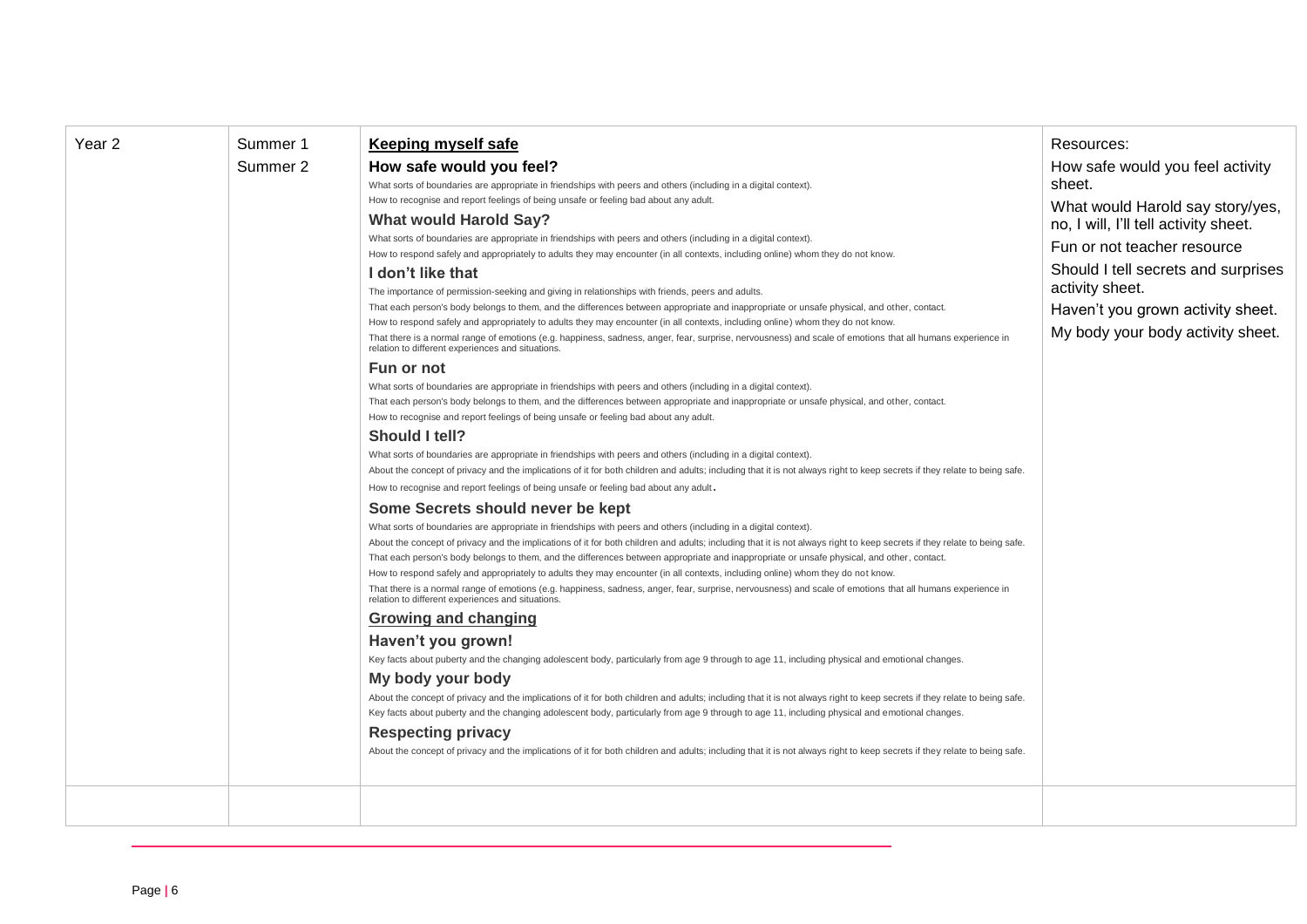| Year 2 | Summer 1<br>Summer 2 | **Keeping myself safe**<br>**How safe would you feel?**<br>What sorts of boundaries are appropriate in friendships with peers and others (including in a digital context).<br>How to recognise and report feelings of being unsafe or feeling bad about any adult.<br>**What would Harold Say?**<br>What sorts of boundaries are appropriate in friendships with peers and others (including in a digital context).<br>How to respond safely and appropriately to adults they may encounter (in all contexts, including online) whom they do not know.<br>**I don't like that**<br>The importance of permission-seeking and giving in relationships with friends, peers and adults.<br>That each person's body belongs to them, and the differences between appropriate and inappropriate or unsafe physical, and other, contact.<br>How to respond safely and appropriately to adults they may encounter (in all contexts, including online) whom they do not know.<br>That there is a normal range of emotions (e.g. happiness, sadness, anger, fear, surprise, nervousness) and scale of emotions that all humans experience in relation to different experiences and situations.<br>**Fun or not**<br>What sorts of boundaries are appropriate in friendships with peers and others (including in a digital context).<br>That each person's body belongs to them, and the differences between appropriate and inappropriate or unsafe physical, and other, contact.<br>How to recognise and report feelings of being unsafe or feeling bad about any adult.<br>**Should I tell?**<br>What sorts of boundaries are appropriate in friendships with peers and others (including in a digital context).<br>About the concept of privacy and the implications of it for both children and adults; including that it is not always right to keep secrets if they relate to being safe.<br>How to recognise and report feelings of being unsafe or feeling bad about any adult.<br>**Some Secrets should never be kept**<br>What sorts of boundaries are appropriate in friendships with peers and others (including in a digital context).<br>About the concept of privacy and the implications of it for both children and adults; including that it is not always right to keep secrets if they relate to being safe.<br>That each person's body belongs to them, and the differences between appropriate and inappropriate or unsafe physical, and other, contact.<br>How to respond safely and appropriately to adults they may encounter (in all contexts, including online) whom they do not know.<br>That there is a normal range of emotions (e.g. happiness, sadness, anger, fear, surprise, nervousness) and scale of emotions that all humans experience in relation to different experiences and situations.<br>**Growing and changing**<br>**Haven't you grown!**<br>Key facts about puberty and the changing adolescent body, particularly from age 9 through to age 11, including physical and emotional changes.<br>**My body your body**<br>About the concept of privacy and the implications of it for both children and adults; including that it is not always right to keep secrets if they relate to being safe.<br>Key facts about puberty and the changing adolescent body, particularly from age 9 through to age 11, including physical and emotional changes.<br>**Respecting privacy**<br>About the concept of privacy and the implications of it for both children and adults; including that it is not always right to keep secrets if they relate to being safe. | Resources:<br>How safe would you feel activity sheet.<br>What would Harold say story/yes, no, I will, I'll tell activity sheet.<br>Fun or not teacher resource<br>Should I tell secrets and surprises activity sheet.<br>Haven't you grown activity sheet.<br>My body your body activity sheet. |
|---|---|---|---|
| | | | |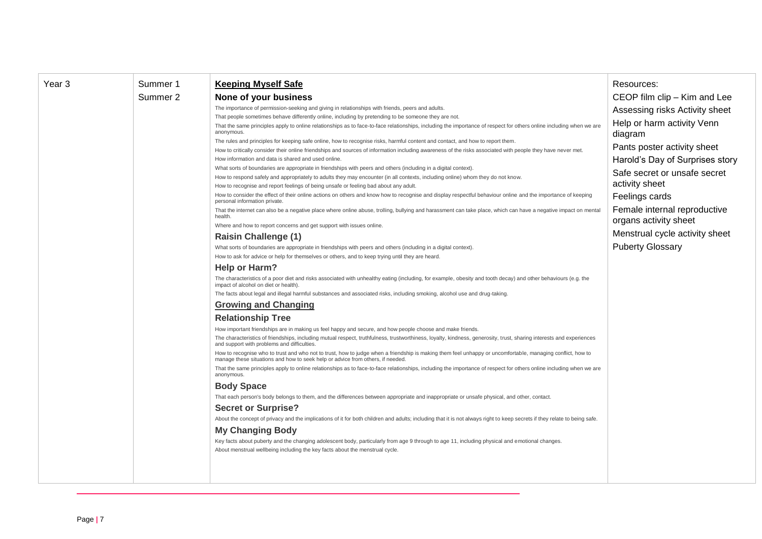| Year 3 | Summer 1<br>Summer 2 | **Keeping Myself Safe**<br>**None of your business**<br>The importance of permission-seeking and giving in relationships with friends, peers and adults.<br>That people sometimes behave differently online, including by pretending to be someone they are not.<br>That the same principles apply to online relationships as to face-to-face relationships, including the importance of respect for others online including when we are anonymous.<br>The rules and principles for keeping safe online, how to recognise risks, harmful content and contact, and how to report them.<br>How to critically consider their online friendships and sources of information including awareness of the risks associated with people they have never met.<br>How information and data is shared and used online.<br>What sorts of boundaries are appropriate in friendships with peers and others (including in a digital context).<br>How to respond safely and appropriately to adults they may encounter (in all contexts, including online) whom they do not know.<br>How to recognise and report feelings of being unsafe or feeling bad about any adult.<br>How to consider the effect of their online actions on others and know how to recognise and display respectful behaviour online and the importance of keeping personal information private.<br>That the internet can also be a negative place where online abuse, trolling, bullying and harassment can take place, which can have a negative impact on mental health.<br>Where and how to report concerns and get support with issues online.<br>**Raisin Challenge (1)**<br>What sorts of boundaries are appropriate in friendships with peers and others (including in a digital context).<br>How to ask for advice or help for themselves or others, and to keep trying until they are heard.<br>**Help or Harm?**<br>The characteristics of a poor diet and risks associated with unhealthy eating (including, for example, obesity and tooth decay) and other behaviours (e.g. the impact of alcohol on diet or health).<br>The facts about legal and illegal harmful substances and associated risks, including smoking, alcohol use and drug-taking.<br>**Growing and Changing**<br>**Relationship Tree**<br>How important friendships are in making us feel happy and secure, and how people choose and make friends.<br>The characteristics of friendships, including mutual respect, truthfulness, trustworthiness, loyalty, kindness, generosity, trust, sharing interests and experiences and support with problems and difficulties.<br>How to recognise who to trust and who not to trust, how to judge when a friendship is making them feel unhappy or uncomfortable, managing conflict, how to manage these situations and how to seek help or advice from others, if needed.<br>That the same principles apply to online relationships as to face-to-face relationships, including the importance of respect for others online including when we are anonymous.<br>**Body Space**<br>That each person's body belongs to them, and the differences between appropriate and inappropriate or unsafe physical, and other, contact.<br>**Secret or Surprise?**<br>About the concept of privacy and the implications of it for both children and adults; including that it is not always right to keep secrets if they relate to being safe.<br>**My Changing Body**<br>Key facts about puberty and the changing adolescent body, particularly from age 9 through to age 11, including physical and emotional changes.<br>About menstrual wellbeing including the key facts about the menstrual cycle. | Resources:<br>CEOP film clip – Kim and Lee<br>Assessing risks Activity sheet<br>Help or harm activity Venn diagram<br>Pants poster activity sheet<br>Harold's Day of Surprises story<br>Safe secret or unsafe secret activity sheet<br>Feelings cards<br>Female internal reproductive organs activity sheet<br>Menstrual cycle activity sheet<br>Puberty Glossary |
|---|---|---|---|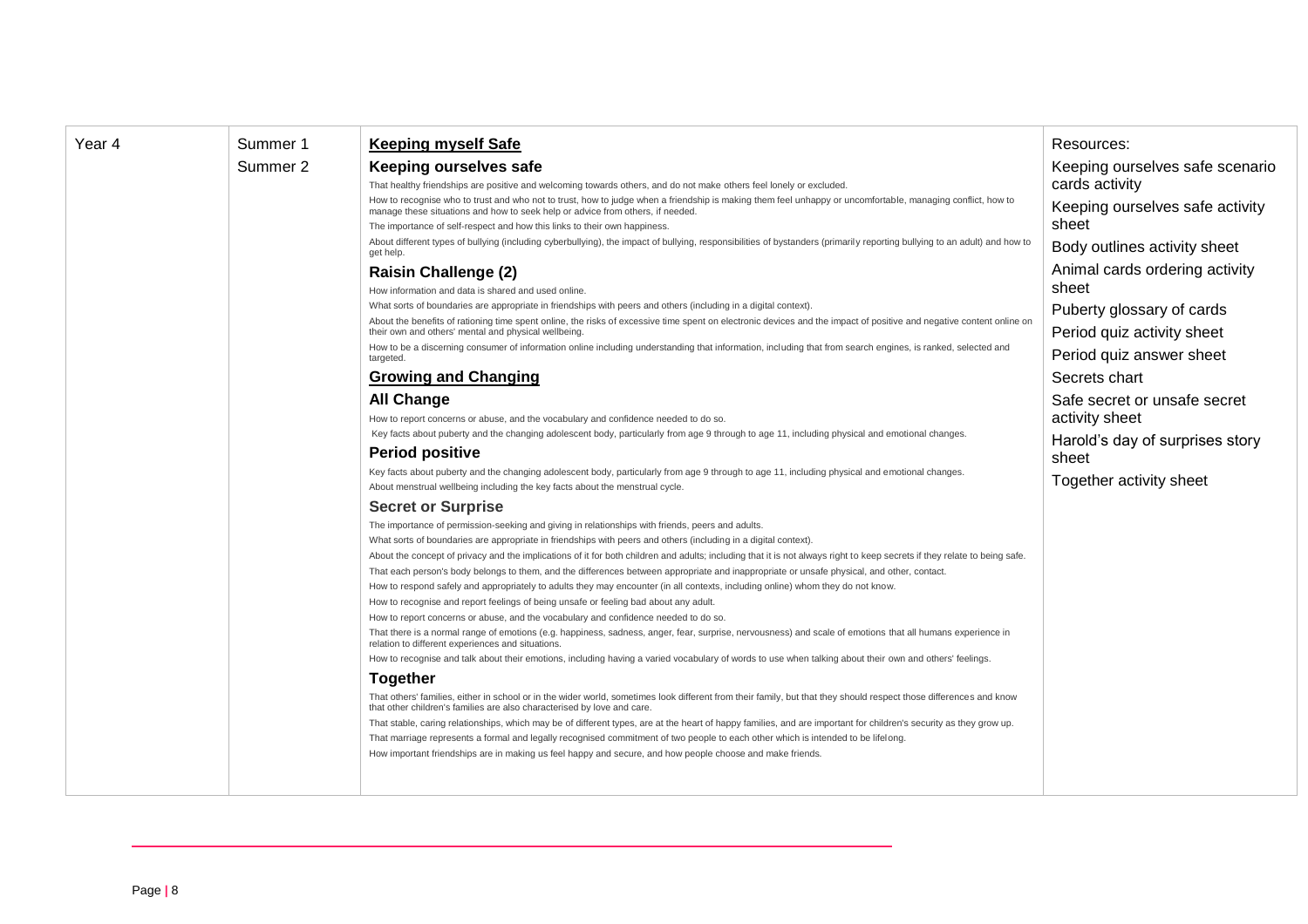| Year 4 | Summer 1<br>Summer 2 | **Keeping myself Safe**<br>**Keeping ourselves safe**<br>That healthy friendships are positive and welcoming towards others, and do not make others feel lonely or excluded.<br>How to recognise who to trust and who not to trust, how to judge when a friendship is making them feel unhappy or uncomfortable, managing conflict, how to manage these situations and how to seek help or advice from others, if needed.<br>The importance of self-respect and how this links to their own happiness.<br>About different types of bullying (including cyberbullying), the impact of bullying, responsibilities of bystanders (primarily reporting bullying to an adult) and how to get help.<br>**Raisin Challenge (2)**<br>How information and data is shared and used online.<br>What sorts of boundaries are appropriate in friendships with peers and others (including in a digital context).<br>About the benefits of rationing time spent online, the risks of excessive time spent on electronic devices and the impact of positive and negative content online on their own and others' mental and physical wellbeing.<br>How to be a discerning consumer of information online including understanding that information, including that from search engines, is ranked, selected and targeted.<br>**Growing and Changing**<br>**All Change**<br>How to report concerns or abuse, and the vocabulary and confidence needed to do so.<br>Key facts about puberty and the changing adolescent body, particularly from age 9 through to age 11, including physical and emotional changes.<br>**Period positive**<br>Key facts about puberty and the changing adolescent body, particularly from age 9 through to age 11, including physical and emotional changes.<br>About menstrual wellbeing including the key facts about the menstrual cycle.<br>**Secret or Surprise**<br>The importance of permission-seeking and giving in relationships with friends, peers and adults.<br>What sorts of boundaries are appropriate in friendships with peers and others (including in a digital context).<br>About the concept of privacy and the implications of it for both children and adults; including that it is not always right to keep secrets if they relate to being safe.<br>That each person's body belongs to them, and the differences between appropriate and inappropriate or unsafe physical, and other, contact.<br>How to respond safely and appropriately to adults they may encounter (in all contexts, including online) whom they do not know.<br>How to recognise and report feelings of being unsafe or feeling bad about any adult.<br>How to report concerns or abuse, and the vocabulary and confidence needed to do so.<br>That there is a normal range of emotions (e.g. happiness, sadness, anger, fear, surprise, nervousness) and scale of emotions that all humans experience in relation to different experiences and situations.<br>How to recognise and talk about their emotions, including having a varied vocabulary of words to use when talking about their own and others' feelings.<br>**Together**<br>That others' families, either in school or in the wider world, sometimes look different from their family, but that they should respect those differences and know that other children's families are also characterised by love and care.<br>That stable, caring relationships, which may be of different types, are at the heart of happy families, and are important for children's security as they grow up.<br>That marriage represents a formal and legally recognised commitment of two people to each other which is intended to be lifelong.<br>How important friendships are in making us feel happy and secure, and how people choose and make friends. | Resources:<br>Keeping ourselves safe scenario cards activity<br>Keeping ourselves safe activity sheet<br>Body outlines activity sheet<br>Animal cards ordering activity sheet<br>Puberty glossary of cards<br>Period quiz activity sheet<br>Period quiz answer sheet<br>Secrets chart<br>Safe secret or unsafe secret activity sheet<br>Harold's day of surprises story sheet<br>Together activity sheet |
|---|---|---|---|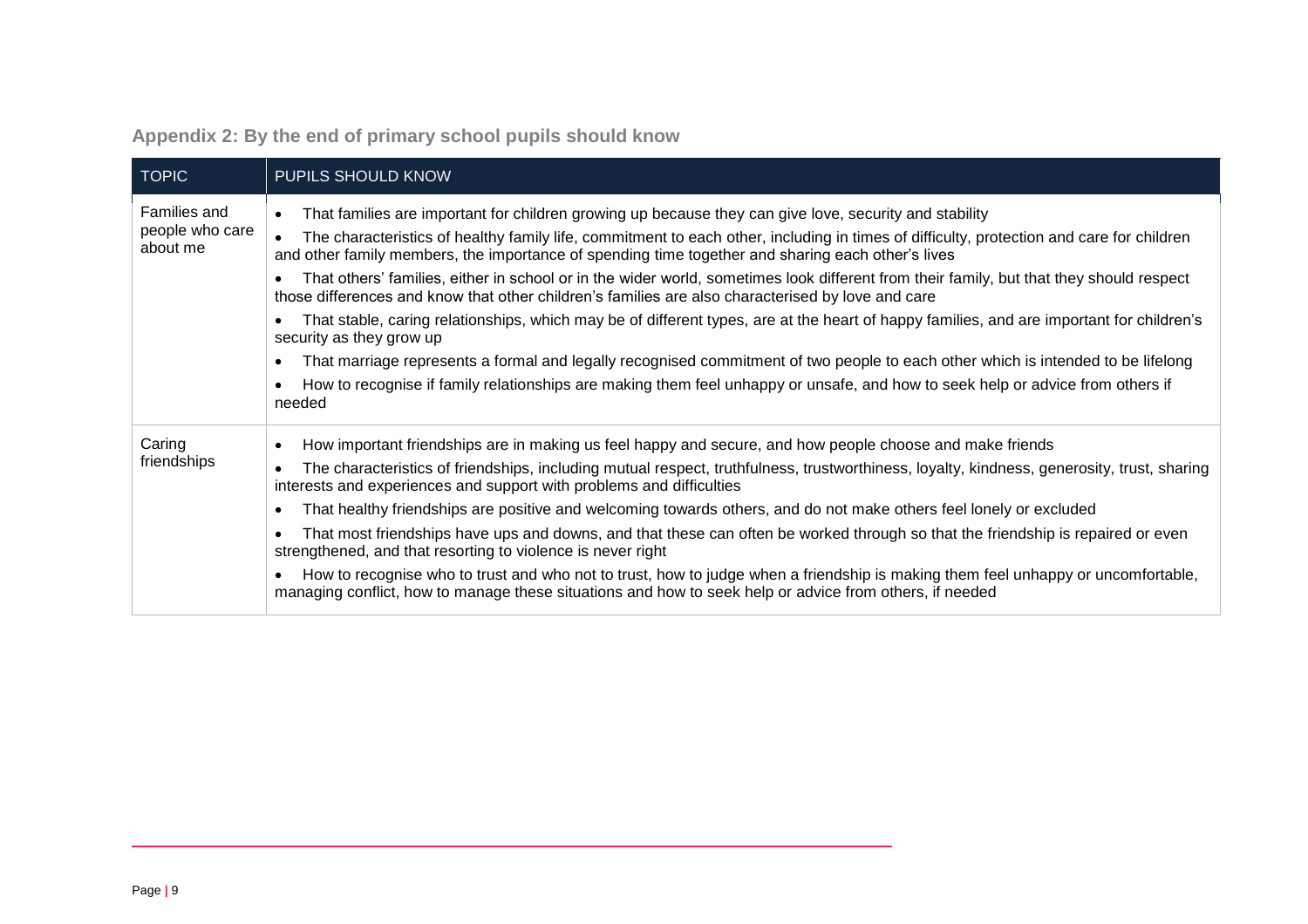## Appendix 2: By the end of primary school pupils should know

| TOPIC | PUPILS SHOULD KNOW |
|---|---|
| Families and people who care about me | • That families are important for children growing up because they can give love, security and stability<br>• The characteristics of healthy family life, commitment to each other, including in times of difficulty, protection and care for children and other family members, the importance of spending time together and sharing each other's lives<br>• That others' families, either in school or in the wider world, sometimes look different from their family, but that they should respect those differences and know that other children's families are also characterised by love and care<br>• That stable, caring relationships, which may be of different types, are at the heart of happy families, and are important for children's security as they grow up<br>• That marriage represents a formal and legally recognised commitment of two people to each other which is intended to be lifelong<br>• How to recognise if family relationships are making them feel unhappy or unsafe, and how to seek help or advice from others if needed |
| Caring friendships | • How important friendships are in making us feel happy and secure, and how people choose and make friends<br>• The characteristics of friendships, including mutual respect, truthfulness, trustworthiness, loyalty, kindness, generosity, trust, sharing interests and experiences and support with problems and difficulties<br>• That healthy friendships are positive and welcoming towards others, and do not make others feel lonely or excluded<br>• That most friendships have ups and downs, and that these can often be worked through so that the friendship is repaired or even strengthened, and that resorting to violence is never right<br>• How to recognise who to trust and who not to trust, how to judge when a friendship is making them feel unhappy or uncomfortable, managing conflict, how to manage these situations and how to seek help or advice from others, if needed |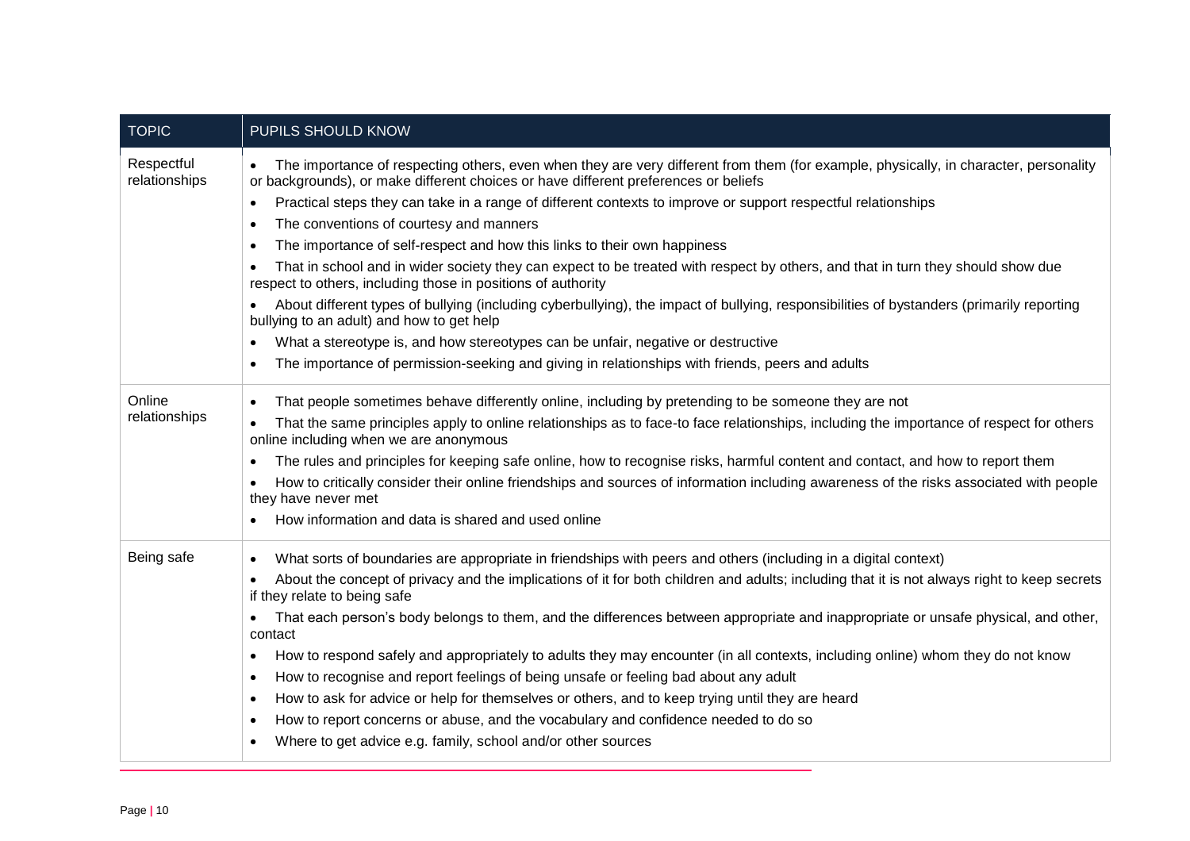| TOPIC | PUPILS SHOULD KNOW |
| --- | --- |
| Respectful relationships | • The importance of respecting others, even when they are very different from them (for example, physically, in character, personality or backgrounds), or make different choices or have different preferences or beliefs<br>• Practical steps they can take in a range of different contexts to improve or support respectful relationships<br>• The conventions of courtesy and manners<br>• The importance of self-respect and how this links to their own happiness<br>• That in school and in wider society they can expect to be treated with respect by others, and that in turn they should show due respect to others, including those in positions of authority<br>• About different types of bullying (including cyberbullying), the impact of bullying, responsibilities of bystanders (primarily reporting bullying to an adult) and how to get help<br>• What a stereotype is, and how stereotypes can be unfair, negative or destructive<br>• The importance of permission-seeking and giving in relationships with friends, peers and adults |
| Online relationships | • That people sometimes behave differently online, including by pretending to be someone they are not<br>• That the same principles apply to online relationships as to face-to face relationships, including the importance of respect for others online including when we are anonymous<br>• The rules and principles for keeping safe online, how to recognise risks, harmful content and contact, and how to report them<br>• How to critically consider their online friendships and sources of information including awareness of the risks associated with people they have never met<br>• How information and data is shared and used online |
| Being safe | • What sorts of boundaries are appropriate in friendships with peers and others (including in a digital context)<br>• About the concept of privacy and the implications of it for both children and adults; including that it is not always right to keep secrets if they relate to being safe<br>• That each person's body belongs to them, and the differences between appropriate and inappropriate or unsafe physical, and other, contact<br>• How to respond safely and appropriately to adults they may encounter (in all contexts, including online) whom they do not know<br>• How to recognise and report feelings of being unsafe or feeling bad about any adult<br>• How to ask for advice or help for themselves or others, and to keep trying until they are heard<br>• How to report concerns or abuse, and the vocabulary and confidence needed to do so<br>• Where to get advice e.g. family, school and/or other sources |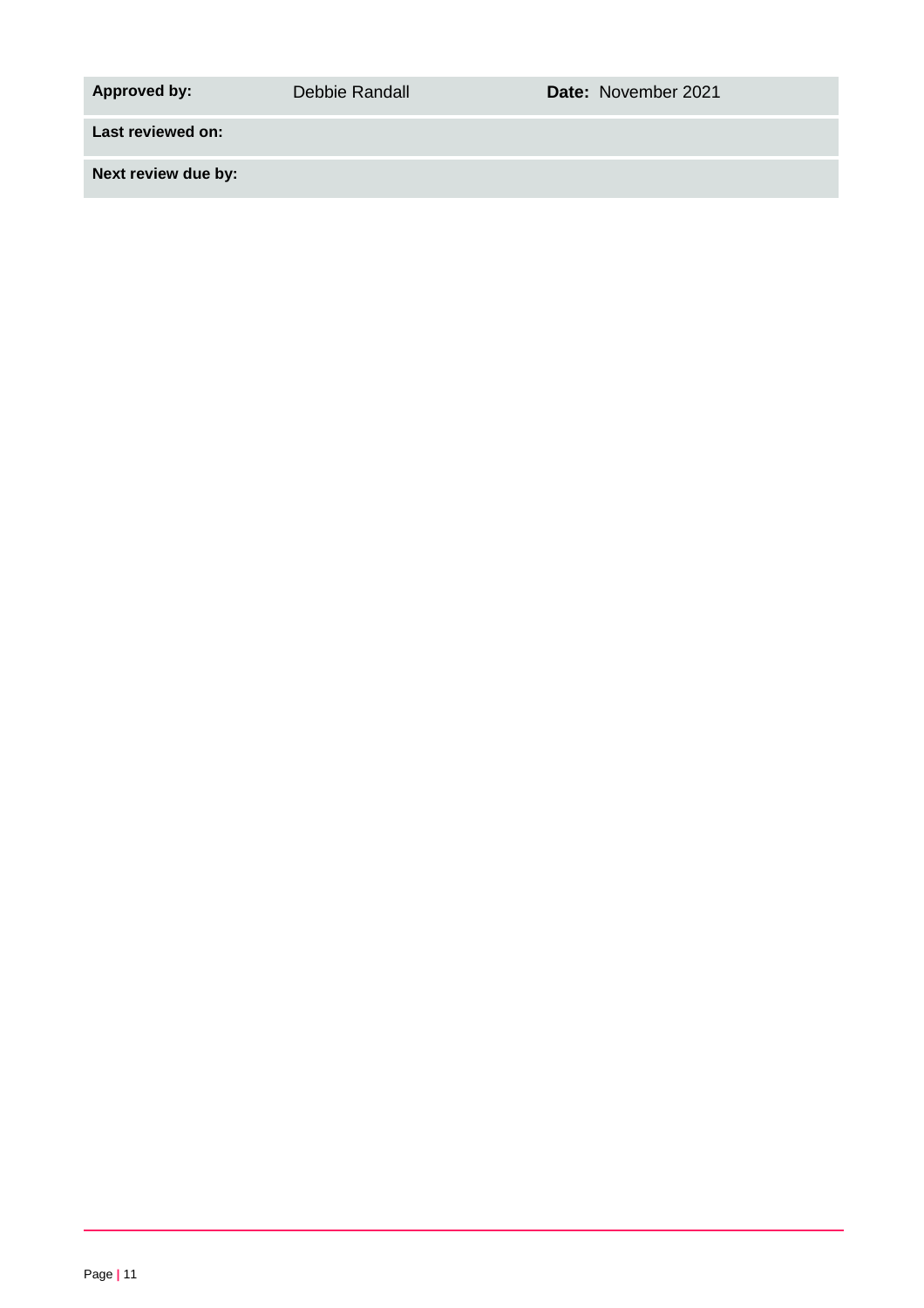| | | | |
|---|---|---|---|
| **Approved by:** | Debbie Randall | **Date:** | November 2021 |
| **Last reviewed on:** | | | |
| **Next review due by:** | | | |